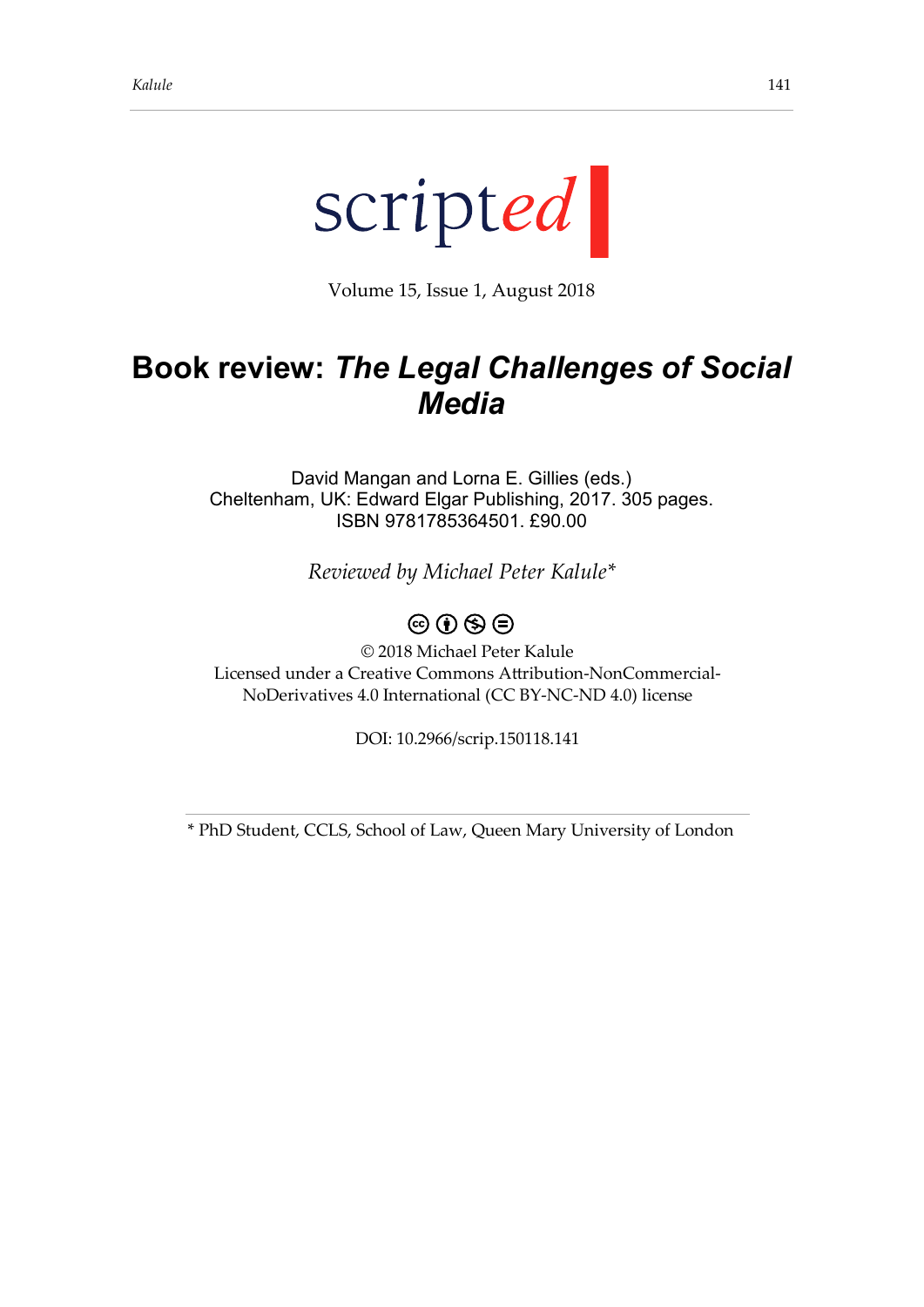scripted

Volume 15, Issue 1, August 2018

# Book review: *The Legal Challenges of Social Media*

David Mangan and Lorna E. Gillies (eds.)
Cheltenham, UK: Edward Elgar Publishing, 2017. 305 pages.
ISBN 9781785364501. £90.00

*Reviewed by Michael Peter Kalule**

© 2018 Michael Peter Kalule
Licensed under a Creative Commons Attribution-NonCommercial-NoDerivatives 4.0 International (CC BY-NC-ND 4.0) license

DOI: 10.2966/scrip.150118.141

---

* PhD Student, CCLS, School of Law, Queen Mary University of London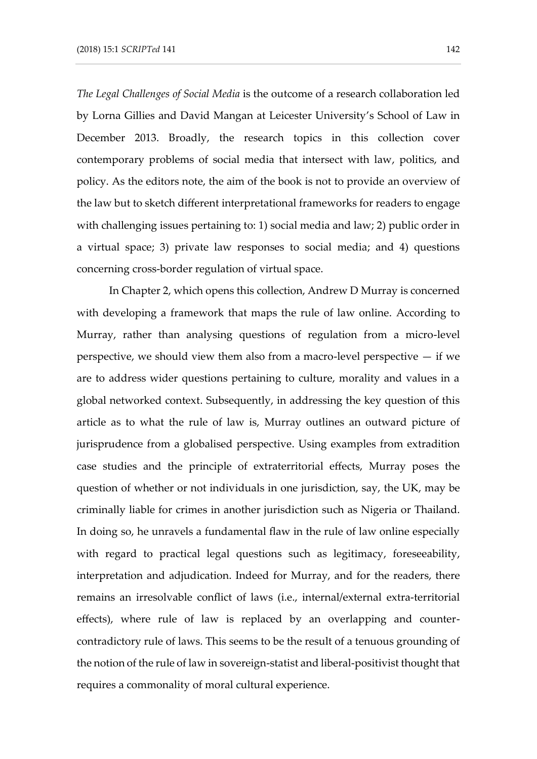*The Legal Challenges of Social Media* is the outcome of a research collaboration led by Lorna Gillies and David Mangan at Leicester University's School of Law in December 2013. Broadly, the research topics in this collection cover contemporary problems of social media that intersect with law, politics, and policy. As the editors note, the aim of the book is not to provide an overview of the law but to sketch different interpretational frameworks for readers to engage with challenging issues pertaining to: 1) social media and law; 2) public order in a virtual space; 3) private law responses to social media; and 4) questions concerning cross-border regulation of virtual space.

In Chapter 2, which opens this collection, Andrew D Murray is concerned with developing a framework that maps the rule of law online. According to Murray, rather than analysing questions of regulation from a micro-level perspective, we should view them also from a macro-level perspective — if we are to address wider questions pertaining to culture, morality and values in a global networked context. Subsequently, in addressing the key question of this article as to what the rule of law is, Murray outlines an outward picture of jurisprudence from a globalised perspective. Using examples from extradition case studies and the principle of extraterritorial effects, Murray poses the question of whether or not individuals in one jurisdiction, say, the UK, may be criminally liable for crimes in another jurisdiction such as Nigeria or Thailand. In doing so, he unravels a fundamental flaw in the rule of law online especially with regard to practical legal questions such as legitimacy, foreseeability, interpretation and adjudication. Indeed for Murray, and for the readers, there remains an irresolvable conflict of laws (i.e., internal/external extra-territorial effects), where rule of law is replaced by an overlapping and counter-contradictory rule of laws. This seems to be the result of a tenuous grounding of the notion of the rule of law in sovereign-statist and liberal-positivist thought that requires a commonality of moral cultural experience.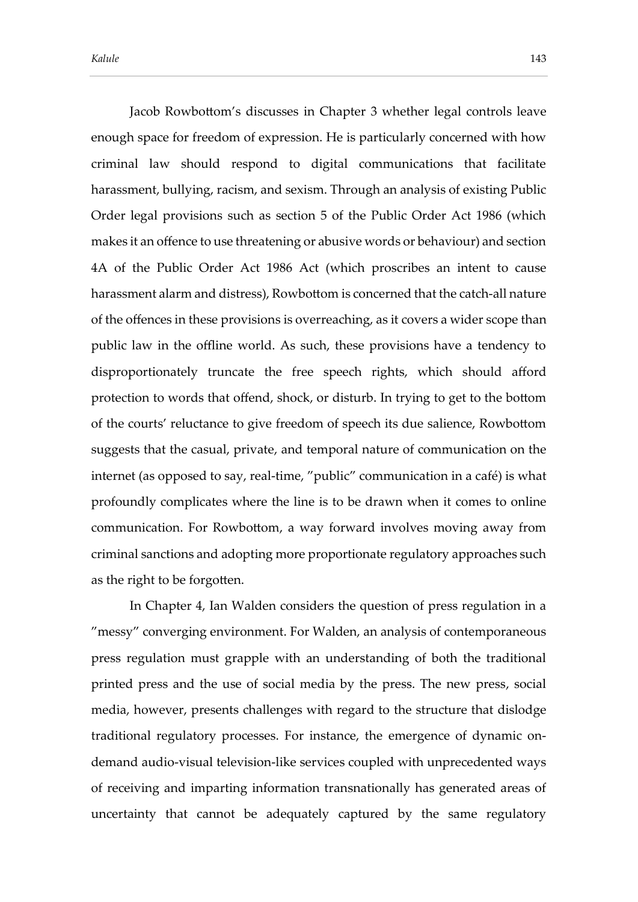Jacob Rowbottom's discusses in Chapter 3 whether legal controls leave enough space for freedom of expression. He is particularly concerned with how criminal law should respond to digital communications that facilitate harassment, bullying, racism, and sexism. Through an analysis of existing Public Order legal provisions such as section 5 of the Public Order Act 1986 (which makes it an offence to use threatening or abusive words or behaviour) and section 4A of the Public Order Act 1986 Act (which proscribes an intent to cause harassment alarm and distress), Rowbottom is concerned that the catch-all nature of the offences in these provisions is overreaching, as it covers a wider scope than public law in the offline world. As such, these provisions have a tendency to disproportionately truncate the free speech rights, which should afford protection to words that offend, shock, or disturb. In trying to get to the bottom of the courts' reluctance to give freedom of speech its due salience, Rowbottom suggests that the casual, private, and temporal nature of communication on the internet (as opposed to say, real-time, "public" communication in a café) is what profoundly complicates where the line is to be drawn when it comes to online communication. For Rowbottom, a way forward involves moving away from criminal sanctions and adopting more proportionate regulatory approaches such as the right to be forgotten.

In Chapter 4, Ian Walden considers the question of press regulation in a "messy" converging environment. For Walden, an analysis of contemporaneous press regulation must grapple with an understanding of both the traditional printed press and the use of social media by the press. The new press, social media, however, presents challenges with regard to the structure that dislodge traditional regulatory processes. For instance, the emergence of dynamic on-demand audio-visual television-like services coupled with unprecedented ways of receiving and imparting information transnationally has generated areas of uncertainty that cannot be adequately captured by the same regulatory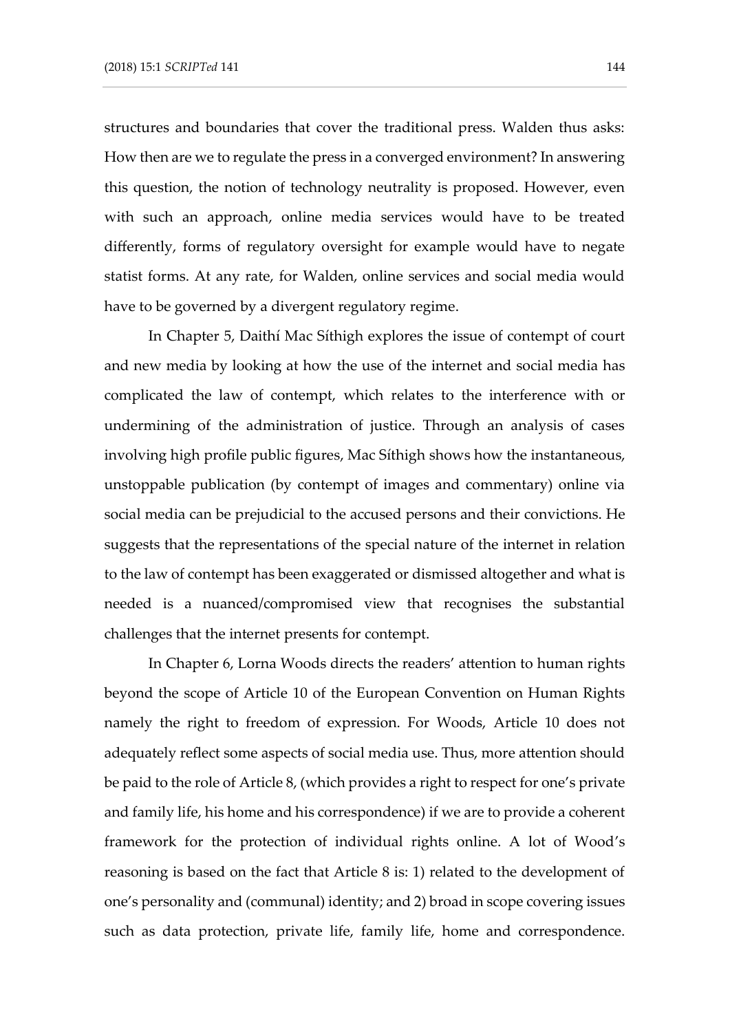structures and boundaries that cover the traditional press. Walden thus asks: How then are we to regulate the press in a converged environment? In answering this question, the notion of technology neutrality is proposed. However, even with such an approach, online media services would have to be treated differently, forms of regulatory oversight for example would have to negate statist forms. At any rate, for Walden, online services and social media would have to be governed by a divergent regulatory regime.

In Chapter 5, Daithí Mac Síthigh explores the issue of contempt of court and new media by looking at how the use of the internet and social media has complicated the law of contempt, which relates to the interference with or undermining of the administration of justice. Through an analysis of cases involving high profile public figures, Mac Síthigh shows how the instantaneous, unstoppable publication (by contempt of images and commentary) online via social media can be prejudicial to the accused persons and their convictions. He suggests that the representations of the special nature of the internet in relation to the law of contempt has been exaggerated or dismissed altogether and what is needed is a nuanced/compromised view that recognises the substantial challenges that the internet presents for contempt.

In Chapter 6, Lorna Woods directs the readers' attention to human rights beyond the scope of Article 10 of the European Convention on Human Rights namely the right to freedom of expression. For Woods, Article 10 does not adequately reflect some aspects of social media use. Thus, more attention should be paid to the role of Article 8, (which provides a right to respect for one's private and family life, his home and his correspondence) if we are to provide a coherent framework for the protection of individual rights online. A lot of Wood's reasoning is based on the fact that Article 8 is: 1) related to the development of one's personality and (communal) identity; and 2) broad in scope covering issues such as data protection, private life, family life, home and correspondence.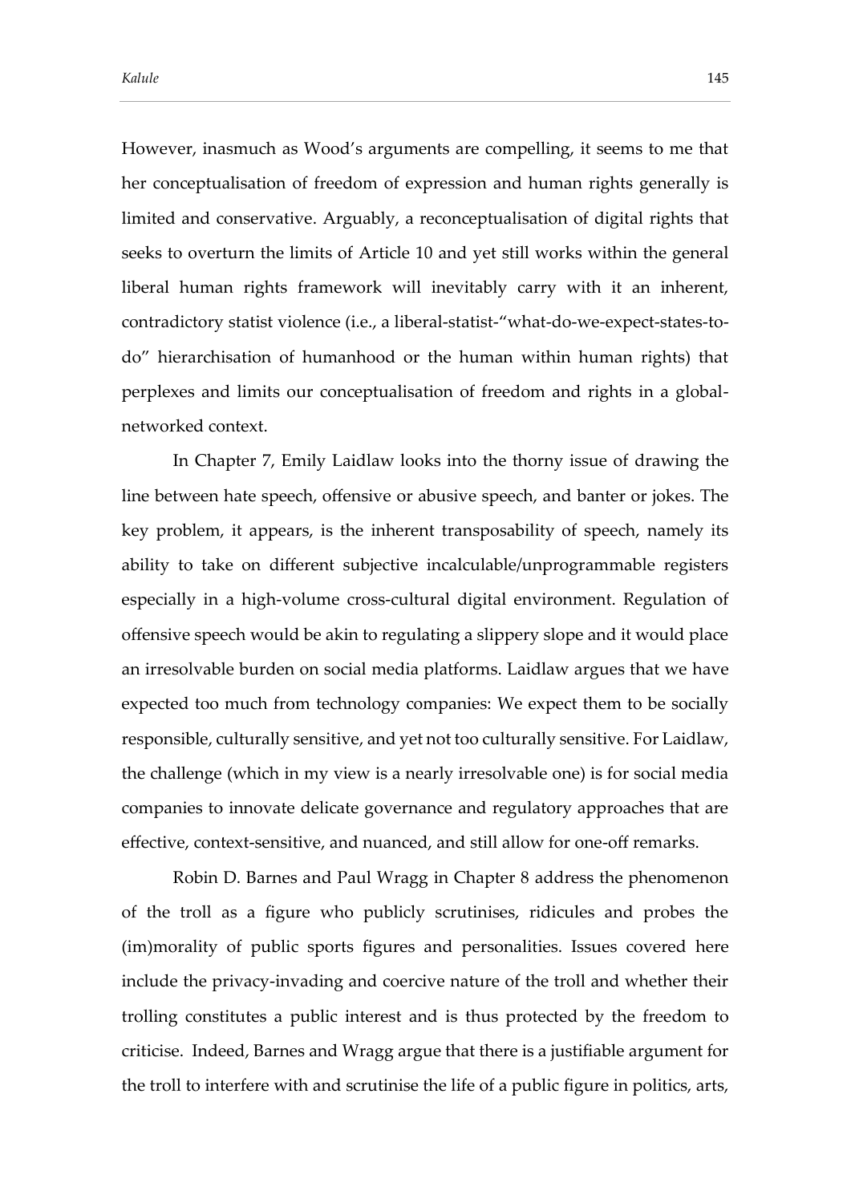However, inasmuch as Wood's arguments are compelling, it seems to me that her conceptualisation of freedom of expression and human rights generally is limited and conservative. Arguably, a reconceptualisation of digital rights that seeks to overturn the limits of Article 10 and yet still works within the general liberal human rights framework will inevitably carry with it an inherent, contradictory statist violence (i.e., a liberal-statist-"what-do-we-expect-states-to-do" hierarchisation of humanhood or the human within human rights) that perplexes and limits our conceptualisation of freedom and rights in a global-networked context.

In Chapter 7, Emily Laidlaw looks into the thorny issue of drawing the line between hate speech, offensive or abusive speech, and banter or jokes. The key problem, it appears, is the inherent transposability of speech, namely its ability to take on different subjective incalculable/unprogrammable registers especially in a high-volume cross-cultural digital environment. Regulation of offensive speech would be akin to regulating a slippery slope and it would place an irresolvable burden on social media platforms. Laidlaw argues that we have expected too much from technology companies: We expect them to be socially responsible, culturally sensitive, and yet not too culturally sensitive. For Laidlaw, the challenge (which in my view is a nearly irresolvable one) is for social media companies to innovate delicate governance and regulatory approaches that are effective, context-sensitive, and nuanced, and still allow for one-off remarks.

Robin D. Barnes and Paul Wragg in Chapter 8 address the phenomenon of the troll as a figure who publicly scrutinises, ridicules and probes the (im)morality of public sports figures and personalities. Issues covered here include the privacy-invading and coercive nature of the troll and whether their trolling constitutes a public interest and is thus protected by the freedom to criticise. Indeed, Barnes and Wragg argue that there is a justifiable argument for the troll to interfere with and scrutinise the life of a public figure in politics, arts,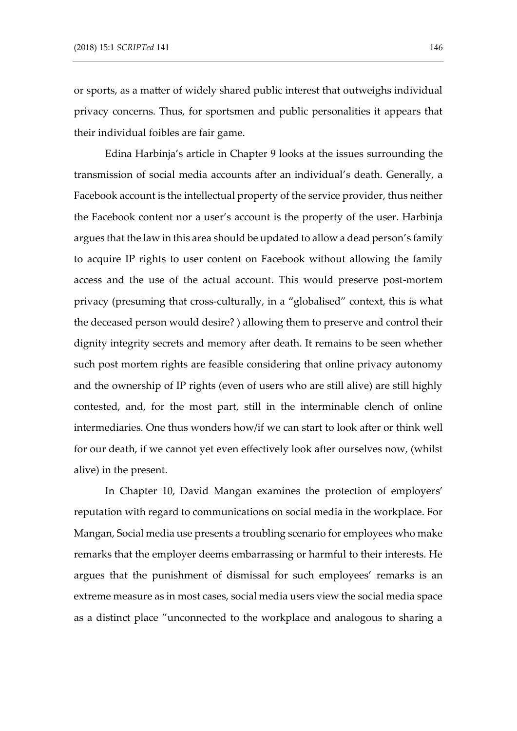or sports, as a matter of widely shared public interest that outweighs individual privacy concerns. Thus, for sportsmen and public personalities it appears that their individual foibles are fair game.

Edina Harbinja's article in Chapter 9 looks at the issues surrounding the transmission of social media accounts after an individual's death. Generally, a Facebook account is the intellectual property of the service provider, thus neither the Facebook content nor a user's account is the property of the user. Harbinja argues that the law in this area should be updated to allow a dead person's family to acquire IP rights to user content on Facebook without allowing the family access and the use of the actual account. This would preserve post-mortem privacy (presuming that cross-culturally, in a "globalised" context, this is what the deceased person would desire? ) allowing them to preserve and control their dignity integrity secrets and memory after death. It remains to be seen whether such post mortem rights are feasible considering that online privacy autonomy and the ownership of IP rights (even of users who are still alive) are still highly contested, and, for the most part, still in the interminable clench of online intermediaries. One thus wonders how/if we can start to look after or think well for our death, if we cannot yet even effectively look after ourselves now, (whilst alive) in the present.

In Chapter 10, David Mangan examines the protection of employers' reputation with regard to communications on social media in the workplace. For Mangan, Social media use presents a troubling scenario for employees who make remarks that the employer deems embarrassing or harmful to their interests. He argues that the punishment of dismissal for such employees' remarks is an extreme measure as in most cases, social media users view the social media space as a distinct place "unconnected to the workplace and analogous to sharing a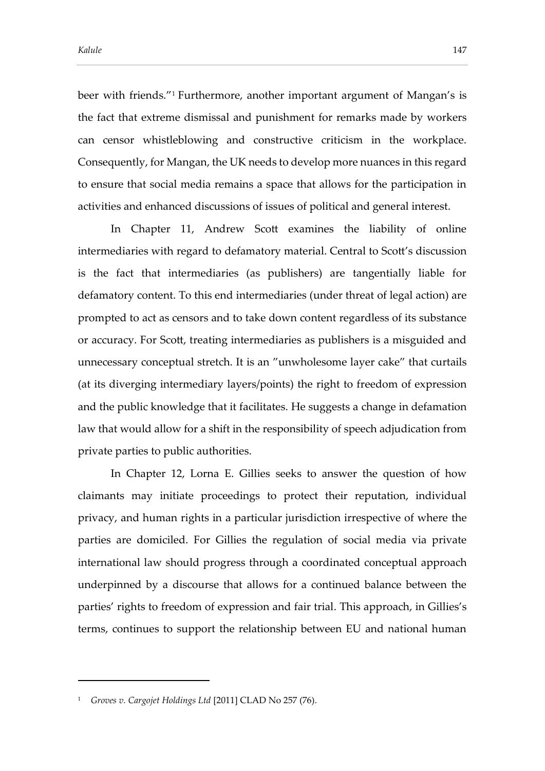beer with friends."[1] Furthermore, another important argument of Mangan's is the fact that extreme dismissal and punishment for remarks made by workers can censor whistleblowing and constructive criticism in the workplace. Consequently, for Mangan, the UK needs to develop more nuances in this regard to ensure that social media remains a space that allows for the participation in activities and enhanced discussions of issues of political and general interest.

In Chapter 11, Andrew Scott examines the liability of online intermediaries with regard to defamatory material. Central to Scott's discussion is the fact that intermediaries (as publishers) are tangentially liable for defamatory content. To this end intermediaries (under threat of legal action) are prompted to act as censors and to take down content regardless of its substance or accuracy. For Scott, treating intermediaries as publishers is a misguided and unnecessary conceptual stretch. It is an "unwholesome layer cake" that curtails (at its diverging intermediary layers/points) the right to freedom of expression and the public knowledge that it facilitates. He suggests a change in defamation law that would allow for a shift in the responsibility of speech adjudication from private parties to public authorities.

In Chapter 12, Lorna E. Gillies seeks to answer the question of how claimants may initiate proceedings to protect their reputation, individual privacy, and human rights in a particular jurisdiction irrespective of where the parties are domiciled. For Gillies the regulation of social media via private international law should progress through a coordinated conceptual approach underpinned by a discourse that allows for a continued balance between the parties' rights to freedom of expression and fair trial. This approach, in Gillies's terms, continues to support the relationship between EU and national human

---

[1] *Groves v. Cargojet Holdings Ltd* [2011] CLAD No 257 (76).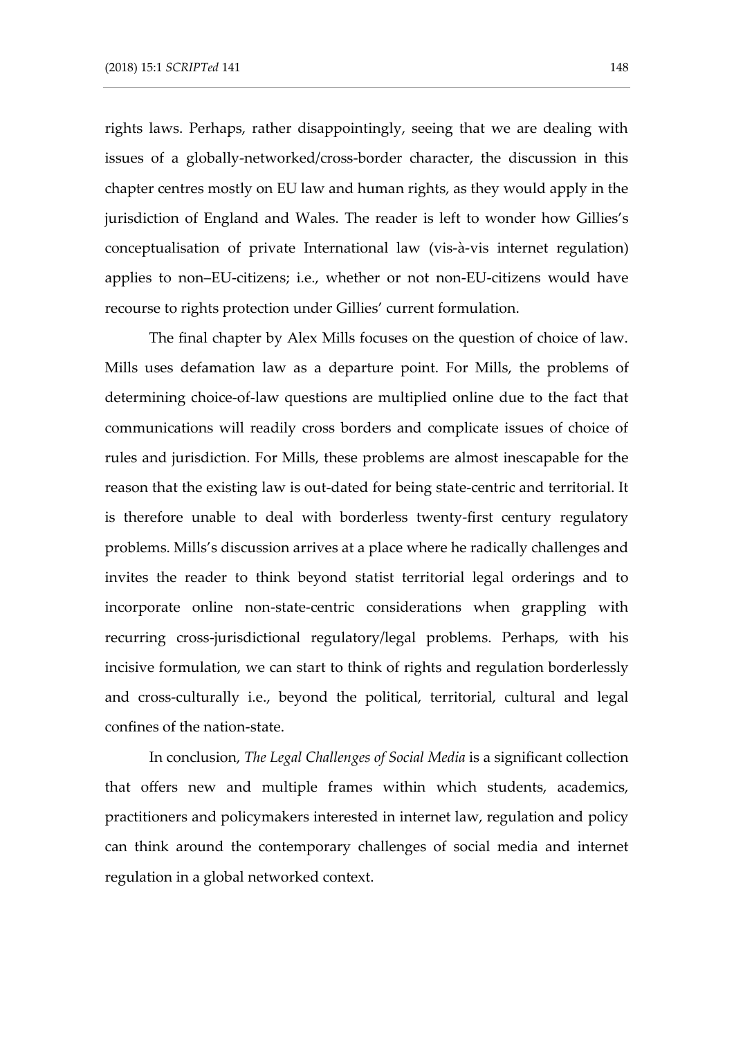rights laws. Perhaps, rather disappointingly, seeing that we are dealing with issues of a globally-networked/cross-border character, the discussion in this chapter centres mostly on EU law and human rights, as they would apply in the jurisdiction of England and Wales. The reader is left to wonder how Gillies's conceptualisation of private International law (vis-à-vis internet regulation) applies to non–EU-citizens; i.e., whether or not non-EU-citizens would have recourse to rights protection under Gillies' current formulation.

The final chapter by Alex Mills focuses on the question of choice of law. Mills uses defamation law as a departure point. For Mills, the problems of determining choice-of-law questions are multiplied online due to the fact that communications will readily cross borders and complicate issues of choice of rules and jurisdiction. For Mills, these problems are almost inescapable for the reason that the existing law is out-dated for being state-centric and territorial. It is therefore unable to deal with borderless twenty-first century regulatory problems. Mills's discussion arrives at a place where he radically challenges and invites the reader to think beyond statist territorial legal orderings and to incorporate online non-state-centric considerations when grappling with recurring cross-jurisdictional regulatory/legal problems. Perhaps, with his incisive formulation, we can start to think of rights and regulation borderlessly and cross-culturally i.e., beyond the political, territorial, cultural and legal confines of the nation-state.

In conclusion, *The Legal Challenges of Social Media* is a significant collection that offers new and multiple frames within which students, academics, practitioners and policymakers interested in internet law, regulation and policy can think around the contemporary challenges of social media and internet regulation in a global networked context.